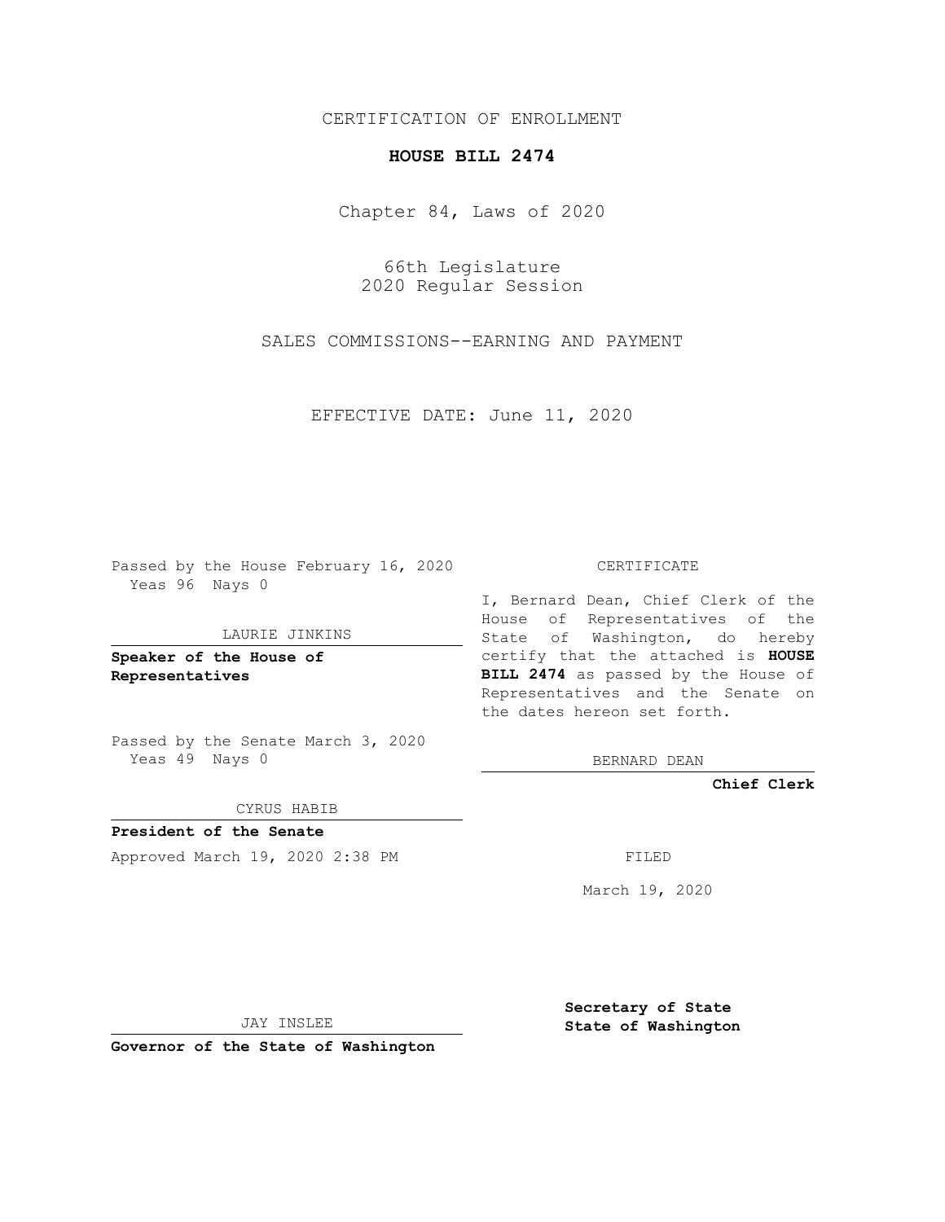CERTIFICATION OF ENROLLMENT

# HOUSE BILL 2474

Chapter 84, Laws of 2020

66th Legislature
2020 Regular Session

SALES COMMISSIONS--EARNING AND PAYMENT

EFFECTIVE DATE: June 11, 2020

Passed by the House February 16, 2020
Yeas 96 Nays 0

LAURIE JINKINS

**Speaker of the House of Representatives**

Passed by the Senate March 3, 2020
Yeas 49 Nays 0

CYRUS HABIB

**President of the Senate**

Approved March 19, 2020 2:38 PM

JAY INSLEE

**Governor of the State of Washington**

CERTIFICATE

I, Bernard Dean, Chief Clerk of the House of Representatives of the State of Washington, do hereby certify that the attached is **HOUSE BILL 2474** as passed by the House of Representatives and the Senate on the dates hereon set forth.

BERNARD DEAN

**Chief Clerk**

FILED

March 19, 2020

**Secretary of State**
**State of Washington**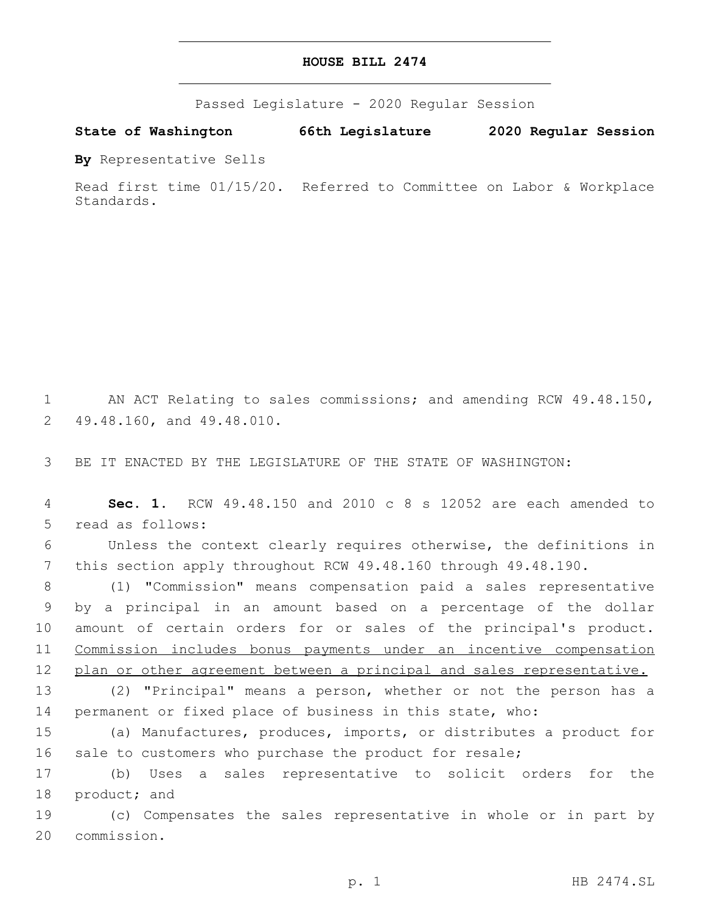# HOUSE BILL 2474

Passed Legislature - 2020 Regular Session

**State of Washington 66th Legislature 2020 Regular Session**

**By** Representative Sells

Read first time 01/15/20. Referred to Committee on Labor & Workplace Standards.

AN ACT Relating to sales commissions; and amending RCW 49.48.150, 49.48.160, and 49.48.010.

BE IT ENACTED BY THE LEGISLATURE OF THE STATE OF WASHINGTON:

**Sec. 1.** RCW 49.48.150 and 2010 c 8 s 12052 are each amended to read as follows:

Unless the context clearly requires otherwise, the definitions in this section apply throughout RCW 49.48.160 through 49.48.190.

(1) "Commission" means compensation paid a sales representative by a principal in an amount based on a percentage of the dollar amount of certain orders for or sales of the principal's product. <u>Commission includes bonus payments under an incentive compensation plan or other agreement between a principal and sales representative.</u>

(2) "Principal" means a person, whether or not the person has a permanent or fixed place of business in this state, who:

(a) Manufactures, produces, imports, or distributes a product for sale to customers who purchase the product for resale;

(b) Uses a sales representative to solicit orders for the product; and

(c) Compensates the sales representative in whole or in part by commission.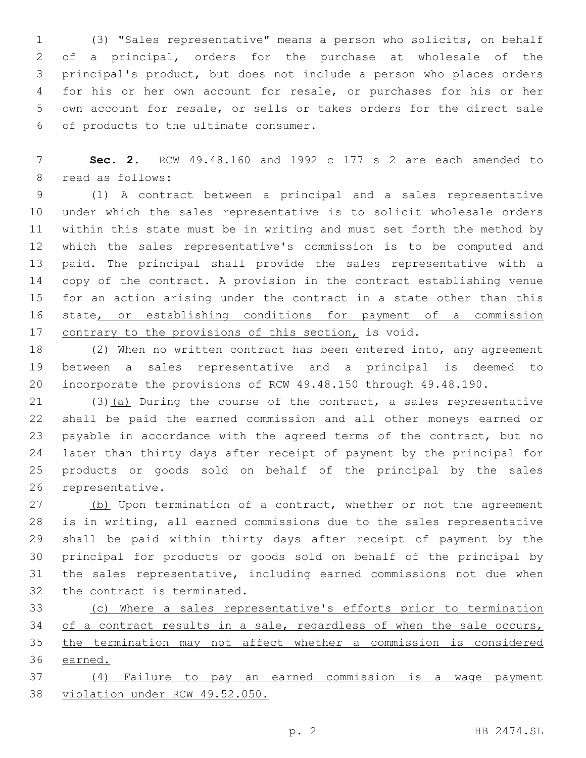(3) "Sales representative" means a person who solicits, on behalf of a principal, orders for the purchase at wholesale of the principal's product, but does not include a person who places orders for his or her own account for resale, or purchases for his or her own account for resale, or sells or takes orders for the direct sale of products to the ultimate consumer.

**Sec. 2.** RCW 49.48.160 and 1992 c 177 s 2 are each amended to read as follows:

(1) A contract between a principal and a sales representative under which the sales representative is to solicit wholesale orders within this state must be in writing and must set forth the method by which the sales representative's commission is to be computed and paid. The principal shall provide the sales representative with a copy of the contract. A provision in the contract establishing venue for an action arising under the contract in a state other than this state<u>, or establishing conditions for payment of a commission contrary to the provisions of this section,</u> is void.

(2) When no written contract has been entered into, any agreement between a sales representative and a principal is deemed to incorporate the provisions of RCW 49.48.150 through 49.48.190.

(3)<u>(a)</u> During the course of the contract, a sales representative shall be paid the earned commission and all other moneys earned or payable in accordance with the agreed terms of the contract, but no later than thirty days after receipt of payment by the principal for products or goods sold on behalf of the principal by the sales representative.

<u>(b)</u> Upon termination of a contract, whether or not the agreement is in writing, all earned commissions due to the sales representative shall be paid within thirty days after receipt of payment by the principal for products or goods sold on behalf of the principal by the sales representative, including earned commissions not due when the contract is terminated.

<u>(c) Where a sales representative's efforts prior to termination of a contract results in a sale, regardless of when the sale occurs, the termination may not affect whether a commission is considered earned.</u>

<u>(4) Failure to pay an earned commission is a wage payment violation under RCW 49.52.050.</u>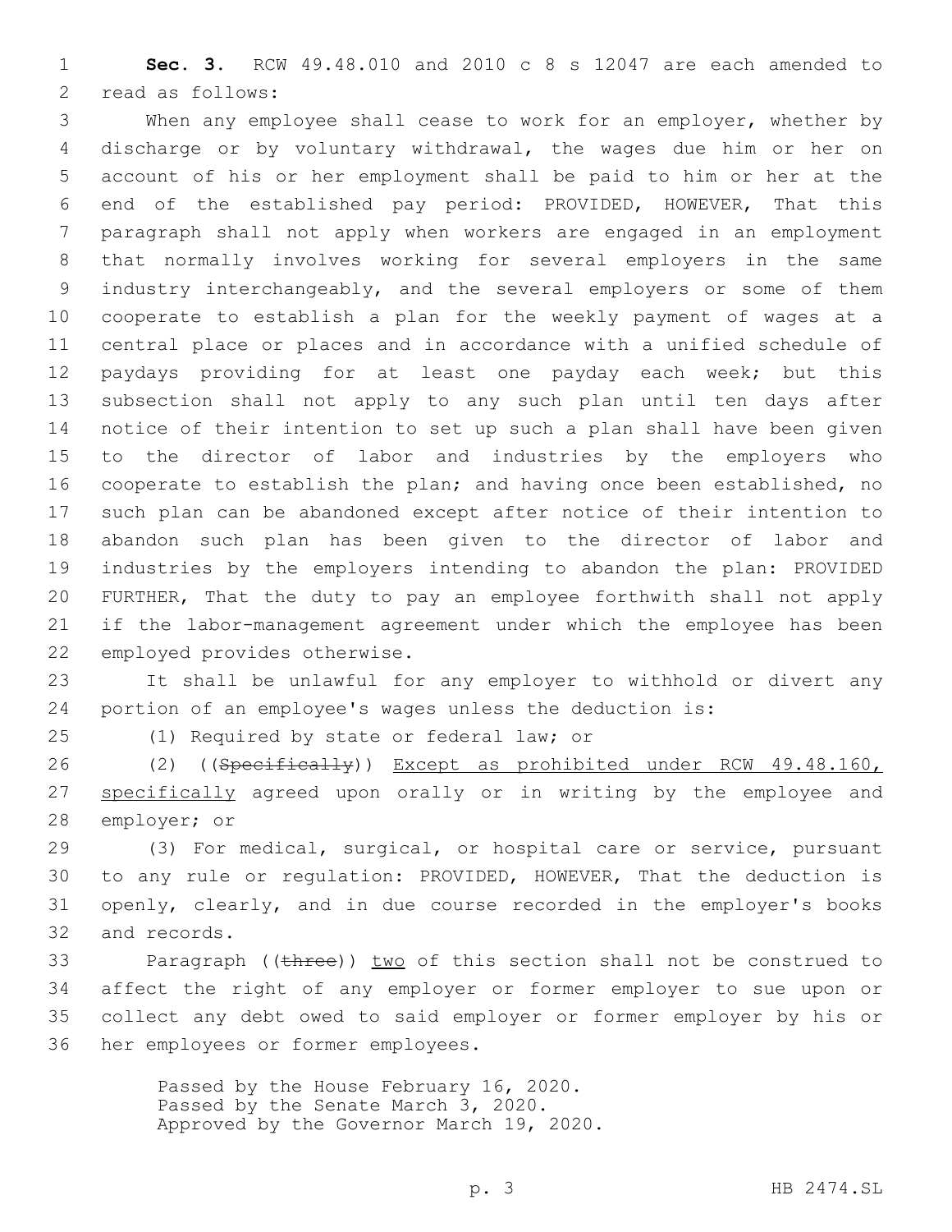**Sec. 3.** RCW 49.48.010 and 2010 c 8 s 12047 are each amended to read as follows:

When any employee shall cease to work for an employer, whether by discharge or by voluntary withdrawal, the wages due him or her on account of his or her employment shall be paid to him or her at the end of the established pay period: PROVIDED, HOWEVER, That this paragraph shall not apply when workers are engaged in an employment that normally involves working for several employers in the same industry interchangeably, and the several employers or some of them cooperate to establish a plan for the weekly payment of wages at a central place or places and in accordance with a unified schedule of paydays providing for at least one payday each week; but this subsection shall not apply to any such plan until ten days after notice of their intention to set up such a plan shall have been given to the director of labor and industries by the employers who cooperate to establish the plan; and having once been established, no such plan can be abandoned except after notice of their intention to abandon such plan has been given to the director of labor and industries by the employers intending to abandon the plan: PROVIDED FURTHER, That the duty to pay an employee forthwith shall not apply if the labor-management agreement under which the employee has been employed provides otherwise.

It shall be unlawful for any employer to withhold or divert any portion of an employee's wages unless the deduction is:

(1) Required by state or federal law; or

(2) ((~~Specifically~~)) <u>Except as prohibited under RCW 49.48.160, specifically</u> agreed upon orally or in writing by the employee and employer; or

(3) For medical, surgical, or hospital care or service, pursuant to any rule or regulation: PROVIDED, HOWEVER, That the deduction is openly, clearly, and in due course recorded in the employer's books and records.

Paragraph ((~~three~~)) <u>two</u> of this section shall not be construed to affect the right of any employer or former employer to sue upon or collect any debt owed to said employer or former employer by his or her employees or former employees.

Passed by the House February 16, 2020.
Passed by the Senate March 3, 2020.
Approved by the Governor March 19, 2020.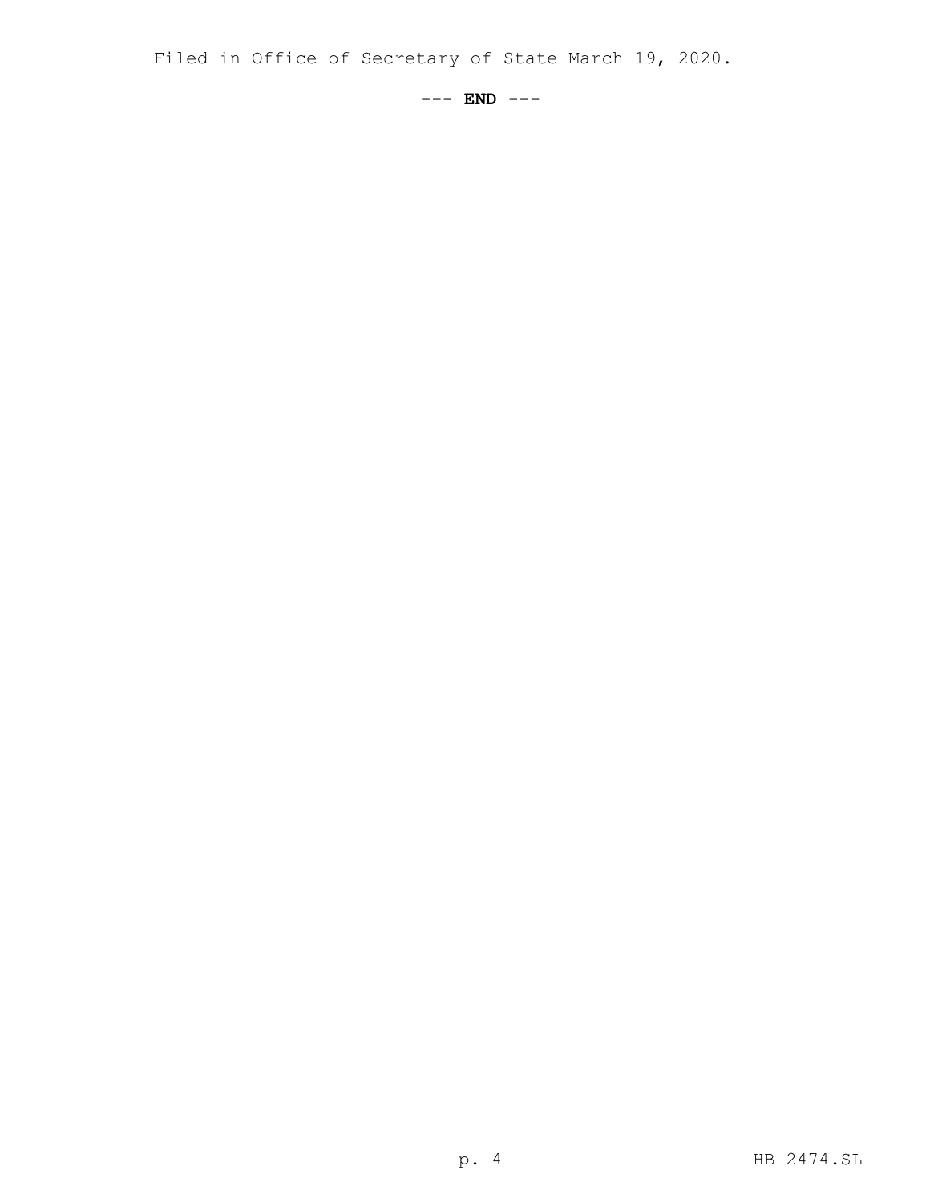Filed in Office of Secretary of State March 19, 2020.

**--- END ---**